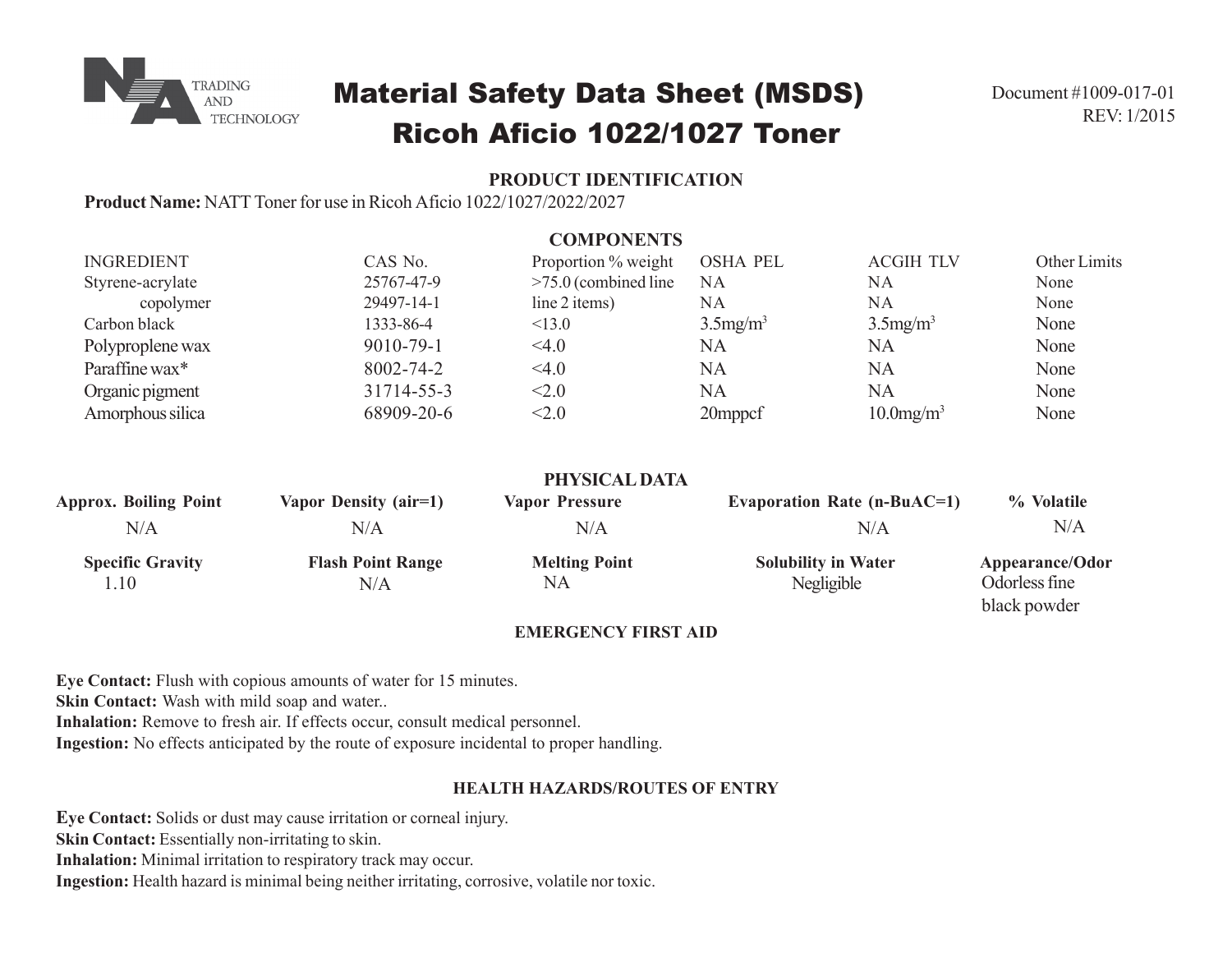NA TRADING AND TECHNOLOGY

# Material Safety Data Sheet (MSDS)
# Ricoh Aficio 1022/1027 Toner

Document #1009-017-01
REV: 1/2015

## PRODUCT IDENTIFICATION

**Product Name:** NATT Toner for use in Ricoh Aficio 1022/1027/2022/2027

## COMPONENTS

| INGREDIENT | CAS No. | Proportion % weight | OSHA PEL | ACGIH TLV | Other Limits |
|---|---|---|---|---|---|
| Styrene-acrylate | 25767-47-9 | >75.0 (combined line | NA | NA | None |
| copolymer | 29497-14-1 | line 2 items) | NA | NA | None |
| Carbon black | 1333-86-4 | <13.0 | 3.5mg/m$^3$ | 3.5mg/m$^3$ | None |
| Polyproplene wax | 9010-79-1 | <4.0 | NA | NA | None |
| Paraffine wax* | 8002-74-2 | <4.0 | NA | NA | None |
| Organic pigment | 31714-55-3 | <2.0 | NA | NA | None |
| Amorphous silica | 68909-20-6 | <2.0 | 20mppcf | 10.0mg/m$^3$ | None |

## PHYSICAL DATA

| Approx. Boiling Point | Vapor Density (air=1) | Vapor Pressure | Evaporation Rate (n-BuAC=1) | % Volatile |
|---|---|---|---|---|
| N/A | N/A | N/A | N/A | N/A |

| Specific Gravity | Flash Point Range | Melting Point | Solubility in Water | Appearance/Odor |
|---|---|---|---|---|
| 1.10 | N/A | NA | Negligible | Odorless fine black powder |

## EMERGENCY FIRST AID

**Eye Contact:** Flush with copious amounts of water for 15 minutes.
**Skin Contact:** Wash with mild soap and water..
**Inhalation:** Remove to fresh air. If effects occur, consult medical personnel.
**Ingestion:** No effects anticipated by the route of exposure incidental to proper handling.

## HEALTH HAZARDS/ROUTES OF ENTRY

**Eye Contact:** Solids or dust may cause irritation or corneal injury.
**Skin Contact:** Essentially non-irritating to skin.
**Inhalation:** Minimal irritation to respiratory track may occur.
**Ingestion:** Health hazard is minimal being neither irritating, corrosive, volatile nor toxic.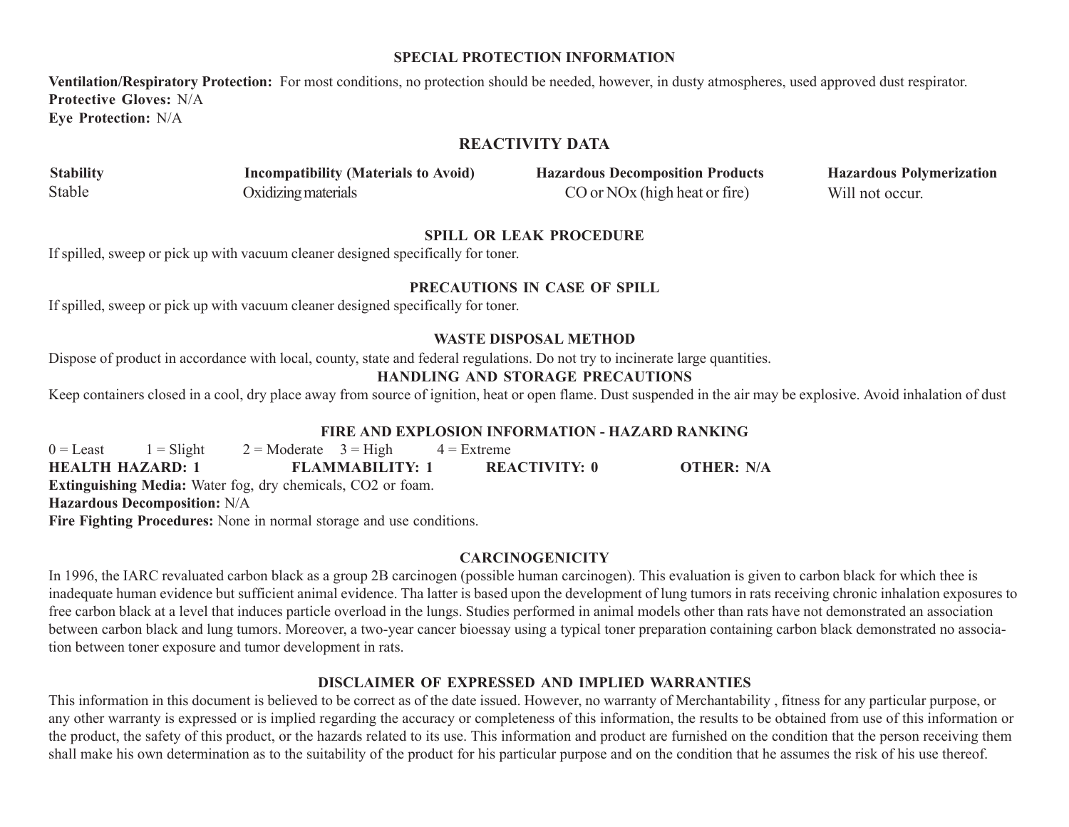## SPECIAL PROTECTION INFORMATION

**Ventilation/Respiratory Protection:** For most conditions, no protection should be needed, however, in dusty atmospheres, used approved dust respirator.
**Protective Gloves:** N/A
**Eye Protection:** N/A

## REACTIVITY DATA

| Stability | Incompatibility (Materials to Avoid) | Hazardous Decomposition Products | Hazardous Polymerization |
|---|---|---|---|
| Stable | Oxidizing materials | CO or NOx (high heat or fire) | Will not occur. |

## SPILL OR LEAK PROCEDURE

If spilled, sweep or pick up with vacuum cleaner designed specifically for toner.

## PRECAUTIONS IN CASE OF SPILL

If spilled, sweep or pick up with vacuum cleaner designed specifically for toner.

## WASTE DISPOSAL METHOD

Dispose of product in accordance with local, county, state and federal regulations. Do not try to incinerate large quantities.

## HANDLING AND STORAGE PRECAUTIONS

Keep containers closed in a cool, dry place away from source of ignition, heat or open flame. Dust suspended in the air may be explosive. Avoid inhalation of dust

## FIRE AND EXPLOSION INFORMATION - HAZARD RANKING

0 = Least 1 = Slight 2 = Moderate 3 = High 4 = Extreme

**HEALTH HAZARD: 1** **FLAMMABILITY: 1** **REACTIVITY: 0** **OTHER: N/A**

**Extinguishing Media:** Water fog, dry chemicals, CO2 or foam.
**Hazardous Decomposition:** N/A
**Fire Fighting Procedures:** None in normal storage and use conditions.

## CARCINOGENICITY

In 1996, the IARC revaluated carbon black as a group 2B carcinogen (possible human carcinogen). This evaluation is given to carbon black for which thee is inadequate human evidence but sufficient animal evidence. Tha latter is based upon the development of lung tumors in rats receiving chronic inhalation exposures to free carbon black at a level that induces particle overload in the lungs. Studies performed in animal models other than rats have not demonstrated an association between carbon black and lung tumors. Moreover, a two-year cancer bioessay using a typical toner preparation containing carbon black demonstrated no association between toner exposure and tumor development in rats.

## DISCLAIMER OF EXPRESSED AND IMPLIED WARRANTIES

This information in this document is believed to be correct as of the date issued. However, no warranty of Merchantability , fitness for any particular purpose, or any other warranty is expressed or is implied regarding the accuracy or completeness of this information, the results to be obtained from use of this information or the product, the safety of this product, or the hazards related to its use. This information and product are furnished on the condition that the person receiving them shall make his own determination as to the suitability of the product for his particular purpose and on the condition that he assumes the risk of his use thereof.